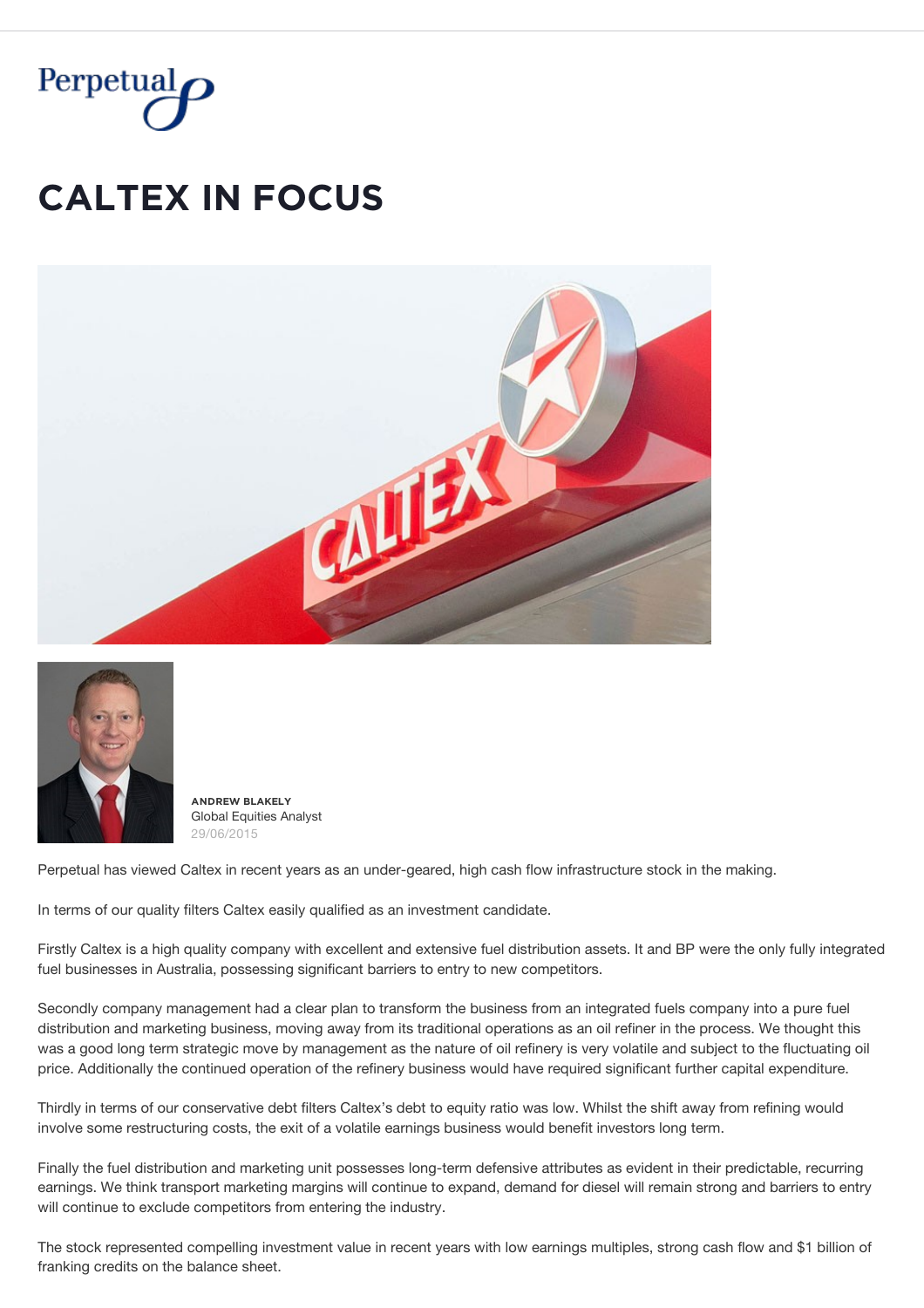Perpetual

# CALTEX IN FOCUS

**ANDREW BLAKELY**
Global Equities Analyst
29/06/2015

Perpetual has viewed Caltex in recent years as an under-geared, high cash flow infrastructure stock in the making.

In terms of our quality filters Caltex easily qualified as an investment candidate.

Firstly Caltex is a high quality company with excellent and extensive fuel distribution assets. It and BP were the only fully integrated fuel businesses in Australia, possessing significant barriers to entry to new competitors.

Secondly company management had a clear plan to transform the business from an integrated fuels company into a pure fuel distribution and marketing business, moving away from its traditional operations as an oil refiner in the process. We thought this was a good long term strategic move by management as the nature of oil refinery is very volatile and subject to the fluctuating oil price. Additionally the continued operation of the refinery business would have required significant further capital expenditure.

Thirdly in terms of our conservative debt filters Caltex's debt to equity ratio was low. Whilst the shift away from refining would involve some restructuring costs, the exit of a volatile earnings business would benefit investors long term.

Finally the fuel distribution and marketing unit possesses long-term defensive attributes as evident in their predictable, recurring earnings. We think transport marketing margins will continue to expand, demand for diesel will remain strong and barriers to entry will continue to exclude competitors from entering the industry.

The stock represented compelling investment value in recent years with low earnings multiples, strong cash flow and $1 billion of franking credits on the balance sheet.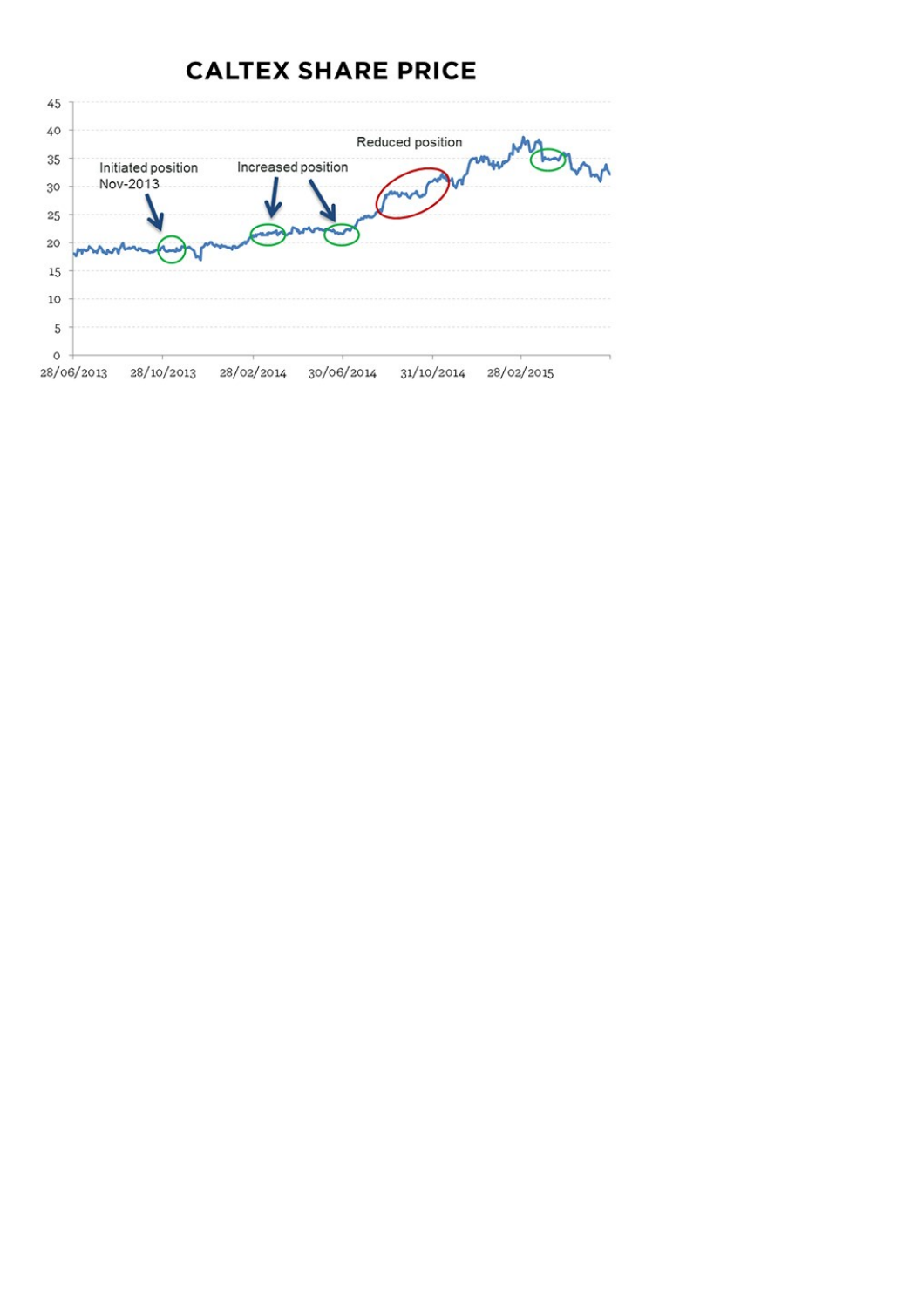# CALTEX SHARE PRICE

45
40
35
30
25
20
15
10
5
0

28/06/2013 28/10/2013 28/02/2014 30/06/2014 31/10/2014 28/02/2015

Initiated position Nov-2013

Increased position

Reduced position